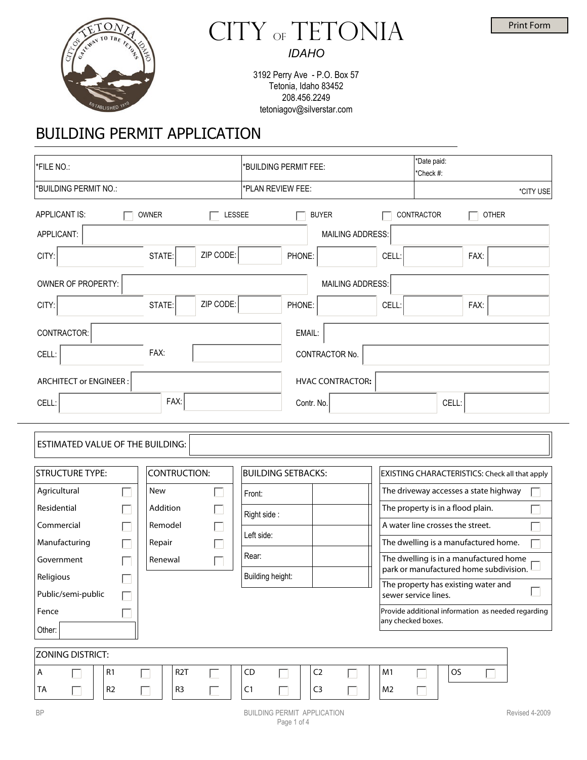# CITY OF TETONIA

*IDAHO*

3192 Perry Ave - P.O. Box 57
Tetonia, Idaho 83452
208.456.2249
tetoniagov@silverstar.com

Print Form

## BUILDING PERMIT APPLICATION

| *FILE NO.: | *BUILDING PERMIT FEE: | *Date paid: *Check #: |
|---|---|---|
| *BUILDING PERMIT NO.: | *PLAN REVIEW FEE: | *CITY USE |

APPLICANT IS: ☐ OWNER ☐ LESSEE ☐ BUYER ☐ CONTRACTOR ☐ OTHER

APPLICANT: ______ MAILING ADDRESS: ______

CITY: ______ STATE: ______ ZIP CODE: ______ PHONE: ______ CELL: ______ FAX: ______

OWNER OF PROPERTY: ______ MAILING ADDRESS: ______

CITY: ______ STATE: ______ ZIP CODE: ______ PHONE: ______ CELL: ______ FAX: ______

CONTRACTOR: ______ EMAIL: ______

CELL: ______ FAX: ______ CONTRACTOR No. ______

ARCHITECT or ENGINEER : ______ HVAC CONTRACTOR: ______

CELL: ______ FAX: ______ Contr. No. ______ CELL: ______

ESTIMATED VALUE OF THE BUILDING: ______

| STRUCTURE TYPE: | |
|---|---|
| Agricultural | ☐ |
| Residential | ☐ |
| Commercial | ☐ |
| Manufacturing | ☐ |
| Government | ☐ |
| Religious | ☐ |
| Public/semi-public | ☐ |
| Fence | ☐ |
| Other: | |

| CONTRUCTION: | |
|---|---|
| New | ☐ |
| Addition | ☐ |
| Remodel | ☐ |
| Repair | ☐ |
| Renewal | ☐ |

| BUILDING SETBACKS: | |
|---|---|
| Front: | |
| Right side : | |
| Left side: | |
| Rear: | |
| Building height: | |

| EXISTING CHARACTERISTICS: Check all that apply | |
|---|---|
| The driveway accesses a state highway | ☐ |
| The property is in a flood plain. | ☐ |
| A water line crosses the street. | ☐ |
| The dwelling is a manufactured home. | ☐ |
| The dwelling is in a manufactured home park or manufactured home subdivision. | ☐ |
| The property has existing water and sewer service lines. | ☐ |
| Provide additional information as needed regarding any checked boxes. | |

| ZONING DISTRICT: | | | | | | |
|---|---|---|---|---|---|---|
| A ☐ | R1 ☐ | R2T ☐ | CD ☐ | C2 ☐ | M1 ☐ | OS ☐ |
| TA ☐ | R2 ☐ | R3 ☐ | C1 ☐ | C3 ☐ | M2 ☐ | |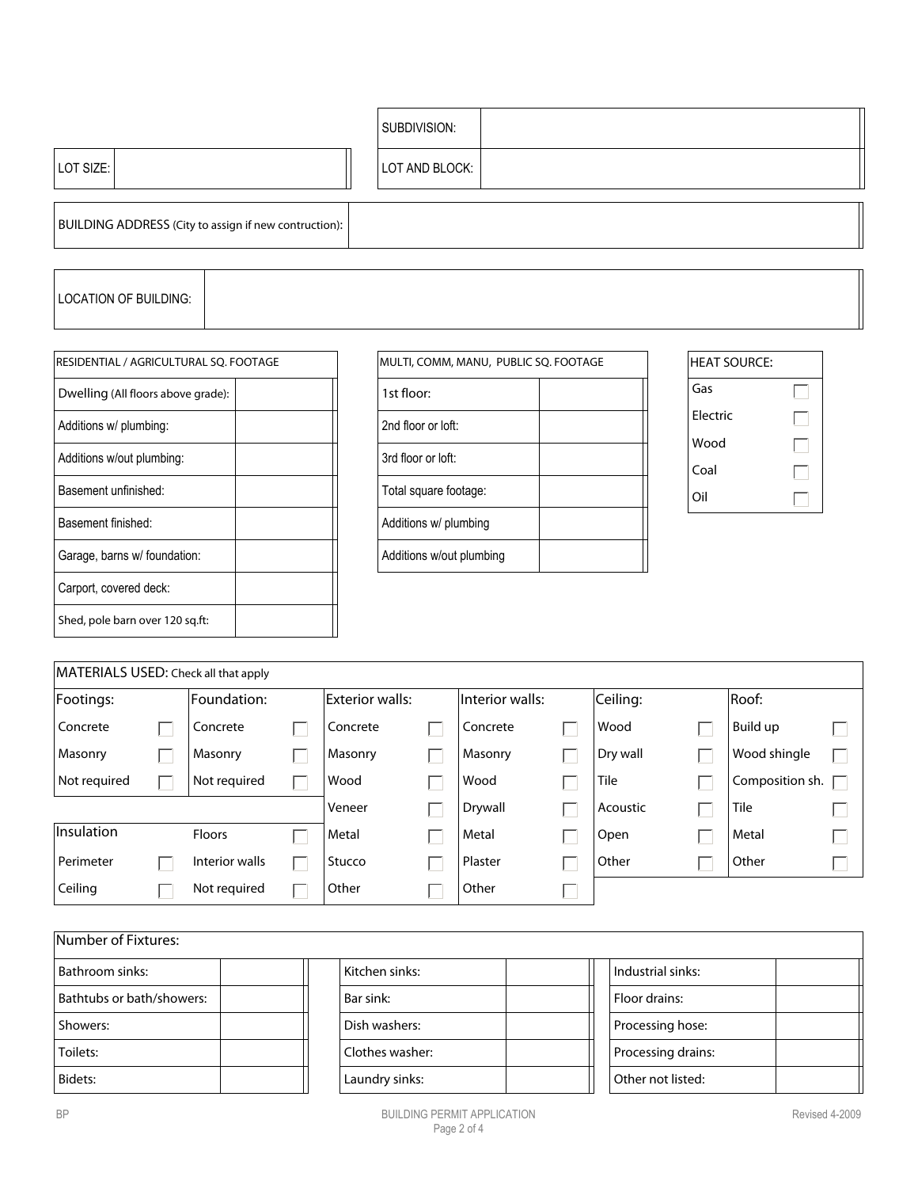| | |
|---|---|
| SUBDIVISION: | |
| LOT SIZE: | |
| LOT AND BLOCK: | |

| | |
|---|---|
| BUILDING ADDRESS (City to assign if new contruction): | |

| | |
|---|---|
| LOCATION OF BUILDING: | |

| RESIDENTIAL / AGRICULTURAL SQ. FOOTAGE | |
|---|---|
| Dwelling (All floors above grade): | |
| Additions w/ plumbing: | |
| Additions w/out plumbing: | |
| Basement unfinished: | |
| Basement finished: | |
| Garage, barns w/ foundation: | |
| Carport, covered deck: | |
| Shed, pole barn over 120 sq.ft: | |

| MULTI, COMM, MANU, PUBLIC SQ. FOOTAGE | |
|---|---|
| 1st floor: | |
| 2nd floor or loft: | |
| 3rd floor or loft: | |
| Total square footage: | |
| Additions w/ plumbing | |
| Additions w/out plumbing | |

| HEAT SOURCE: | |
|---|---|
| Gas | ☐ |
| Electric | ☐ |
| Wood | ☐ |
| Coal | ☐ |
| Oil | ☐ |

**MATERIALS USED:** Check all that apply

| Footings: | | Foundation: | | Exterior walls: | | Interior walls: | | Ceiling: | | Roof: | |
|---|---|---|---|---|---|---|---|---|---|---|---|
| Concrete | ☐ | Concrete | ☐ | Concrete | ☐ | Concrete | ☐ | Wood | ☐ | Build up | ☐ |
| Masonry | ☐ | Masonry | ☐ | Masonry | ☐ | Masonry | ☐ | Dry wall | ☐ | Wood shingle | ☐ |
| Not required | ☐ | Not required | ☐ | Wood | ☐ | Wood | ☐ | Tile | ☐ | Composition sh. | ☐ |
| | | | | Veneer | ☐ | Drywall | ☐ | Acoustic | ☐ | Tile | ☐ |
| Insulation | | Floors | ☐ | Metal | ☐ | Metal | ☐ | Open | ☐ | Metal | ☐ |
| Perimeter | ☐ | Interior walls | ☐ | Stucco | ☐ | Plaster | ☐ | Other | ☐ | Other | ☐ |
| Ceiling | ☐ | Not required | ☐ | Other | ☐ | Other | ☐ | | | | |

**Number of Fixtures:**

| | | | | | |
|---|---|---|---|---|---|
| Bathroom sinks: | | Kitchen sinks: | | Industrial sinks: | |
| Bathtubs or bath/showers: | | Bar sink: | | Floor drains: | |
| Showers: | | Dish washers: | | Processing hose: | |
| Toilets: | | Clothes washer: | | Processing drains: | |
| Bidets: | | Laundry sinks: | | Other not listed: | |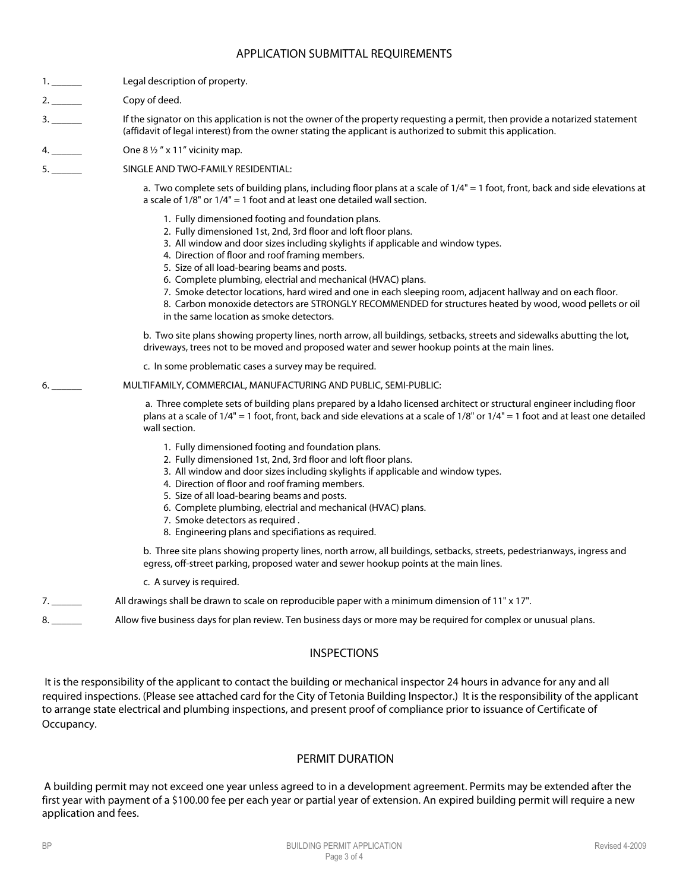## APPLICATION SUBMITTAL REQUIREMENTS

1. ______ Legal description of property.

2. ______ Copy of deed.

3. ______ If the signator on this application is not the owner of the property requesting a permit, then provide a notarized statement (affidavit of legal interest) from the owner stating the applicant is authorized to submit this application.

4. ______ One 8 ½ " x 11" vicinity map.

5. ______ SINGLE AND TWO-FAMILY RESIDENTIAL:

   a. Two complete sets of building plans, including floor plans at a scale of 1/4" = 1 foot, front, back and side elevations at a scale of 1/8" or 1/4" = 1 foot and at least one detailed wall section.

   1. Fully dimensioned footing and foundation plans.
   2. Fully dimensioned 1st, 2nd, 3rd floor and loft floor plans.
   3. All window and door sizes including skylights if applicable and window types.
   4. Direction of floor and roof framing members.
   5. Size of all load-bearing beams and posts.
   6. Complete plumbing, electrial and mechanical (HVAC) plans.
   7. Smoke detector locations, hard wired and one in each sleeping room, adjacent hallway and on each floor.
   8. Carbon monoxide detectors are STRONGLY RECOMMENDED for structures heated by wood, wood pellets or oil in the same location as smoke detectors.

   b. Two site plans showing property lines, north arrow, all buildings, setbacks, streets and sidewalks abutting the lot, driveways, trees not to be moved and proposed water and sewer hookup points at the main lines.

   c. In some problematic cases a survey may be required.

6. ______ MULTIFAMILY, COMMERCIAL, MANUFACTURING AND PUBLIC, SEMI-PUBLIC:

   a. Three complete sets of building plans prepared by a Idaho licensed architect or structural engineer including floor plans at a scale of 1/4" = 1 foot, front, back and side elevations at a scale of 1/8" or 1/4" = 1 foot and at least one detailed wall section.

   1. Fully dimensioned footing and foundation plans.
   2. Fully dimensioned 1st, 2nd, 3rd floor and loft floor plans.
   3. All window and door sizes including skylights if applicable and window types.
   4. Direction of floor and roof framing members.
   5. Size of all load-bearing beams and posts.
   6. Complete plumbing, electrial and mechanical (HVAC) plans.
   7. Smoke detectors as required .
   8. Engineering plans and specifiations as required.

   b. Three site plans showing property lines, north arrow, all buildings, setbacks, streets, pedestrianways, ingress and egress, off-street parking, proposed water and sewer hookup points at the main lines.

   c. A survey is required.

7. ______ All drawings shall be drawn to scale on reproducible paper with a minimum dimension of 11" x 17".

8. ______ Allow five business days for plan review. Ten business days or more may be required for complex or unusual plans.

## INSPECTIONS

It is the responsibility of the applicant to contact the building or mechanical inspector 24 hours in advance for any and all required inspections. (Please see attached card for the City of Tetonia Building Inspector.) It is the responsibility of the applicant to arrange state electrical and plumbing inspections, and present proof of compliance prior to issuance of Certificate of Occupancy.

## PERMIT DURATION

A building permit may not exceed one year unless agreed to in a development agreement. Permits may be extended after the first year with payment of a $100.00 fee per each year or partial year of extension. An expired building permit will require a new application and fees.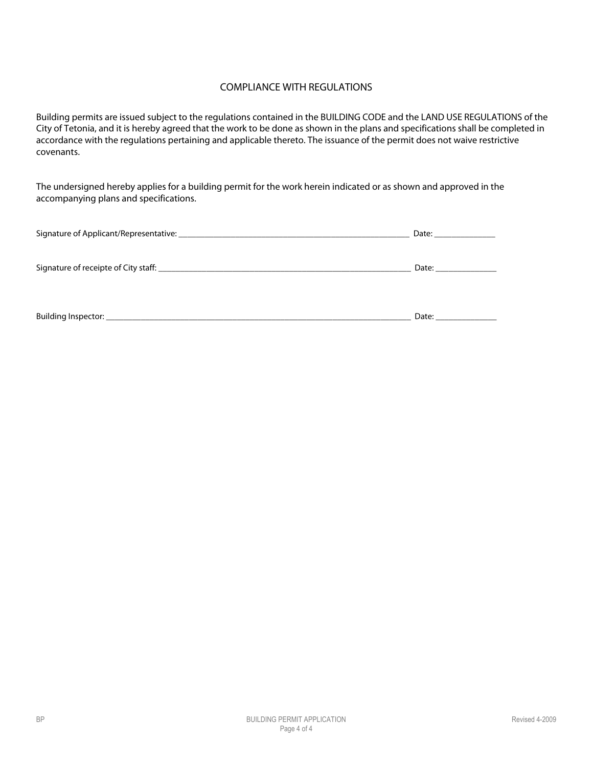## COMPLIANCE WITH REGULATIONS

Building permits are issued subject to the regulations contained in the BUILDING CODE and the LAND USE REGULATIONS of the City of Tetonia, and it is hereby agreed that the work to be done as shown in the plans and specifications shall be completed in accordance with the regulations pertaining and applicable thereto. The issuance of the permit does not waive restrictive covenants.

The undersigned hereby applies for a building permit for the work herein indicated or as shown and approved in the accompanying plans and specifications.

Signature of Applicant/Representative: ____________________________________________ Date: ______________

Signature of receipte of City staff: ____________________________________________ Date: ______________

Building Inspector: ____________________________________________ Date: ______________